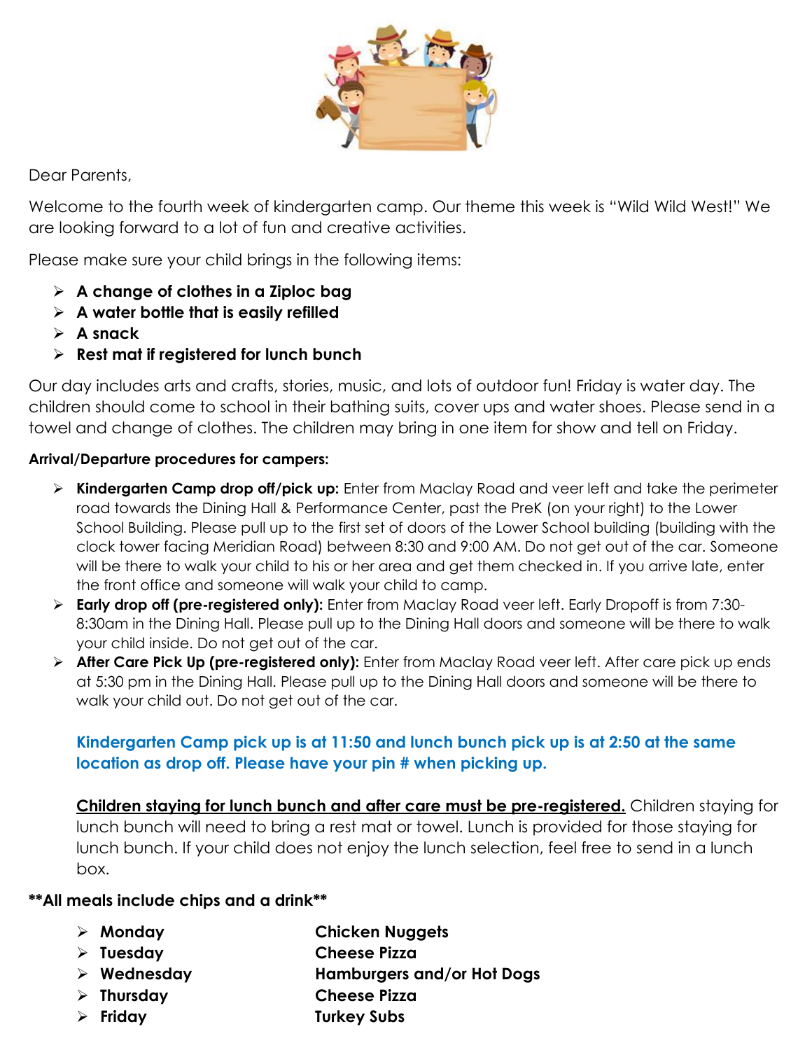Dear Parents,

Welcome to the fourth week of kindergarten camp. Our theme this week is "Wild Wild West!" We are looking forward to a lot of fun and creative activities.

Please make sure your child brings in the following items:

- **A change of clothes in a Ziploc bag**
- **A water bottle that is easily refilled**
- **A snack**
- **Rest mat if registered for lunch bunch**

Our day includes arts and crafts, stories, music, and lots of outdoor fun! Friday is water day. The children should come to school in their bathing suits, cover ups and water shoes. Please send in a towel and change of clothes. The children may bring in one item for show and tell on Friday.

**Arrival/Departure procedures for campers:**

- **Kindergarten Camp drop off/pick up:** Enter from Maclay Road and veer left and take the perimeter road towards the Dining Hall & Performance Center, past the PreK (on your right) to the Lower School Building. Please pull up to the first set of doors of the Lower School building (building with the clock tower facing Meridian Road) between 8:30 and 9:00 AM. Do not get out of the car. Someone will be there to walk your child to his or her area and get them checked in. If you arrive late, enter the front office and someone will walk your child to camp.
- **Early drop off (pre-registered only):** Enter from Maclay Road veer left. Early Dropoff is from 7:30-8:30am in the Dining Hall. Please pull up to the Dining Hall doors and someone will be there to walk your child inside. Do not get out of the car.
- **After Care Pick Up (pre-registered only):** Enter from Maclay Road veer left. After care pick up ends at 5:30 pm in the Dining Hall. Please pull up to the Dining Hall doors and someone will be there to walk your child out. Do not get out of the car.

**Kindergarten Camp pick up is at 11:50 and lunch bunch pick up is at 2:50 at the same location as drop off. Please have your pin # when picking up.**

**Children staying for lunch bunch and after care must be pre-registered.** Children staying for lunch bunch will need to bring a rest mat or towel. Lunch is provided for those staying for lunch bunch. If your child does not enjoy the lunch selection, feel free to send in a lunch box.

**\*\*All meals include chips and a drink\*\***

- **Monday** — **Chicken Nuggets**
- **Tuesday** — **Cheese Pizza**
- **Wednesday** — **Hamburgers and/or Hot Dogs**
- **Thursday** — **Cheese Pizza**
- **Friday** — **Turkey Subs**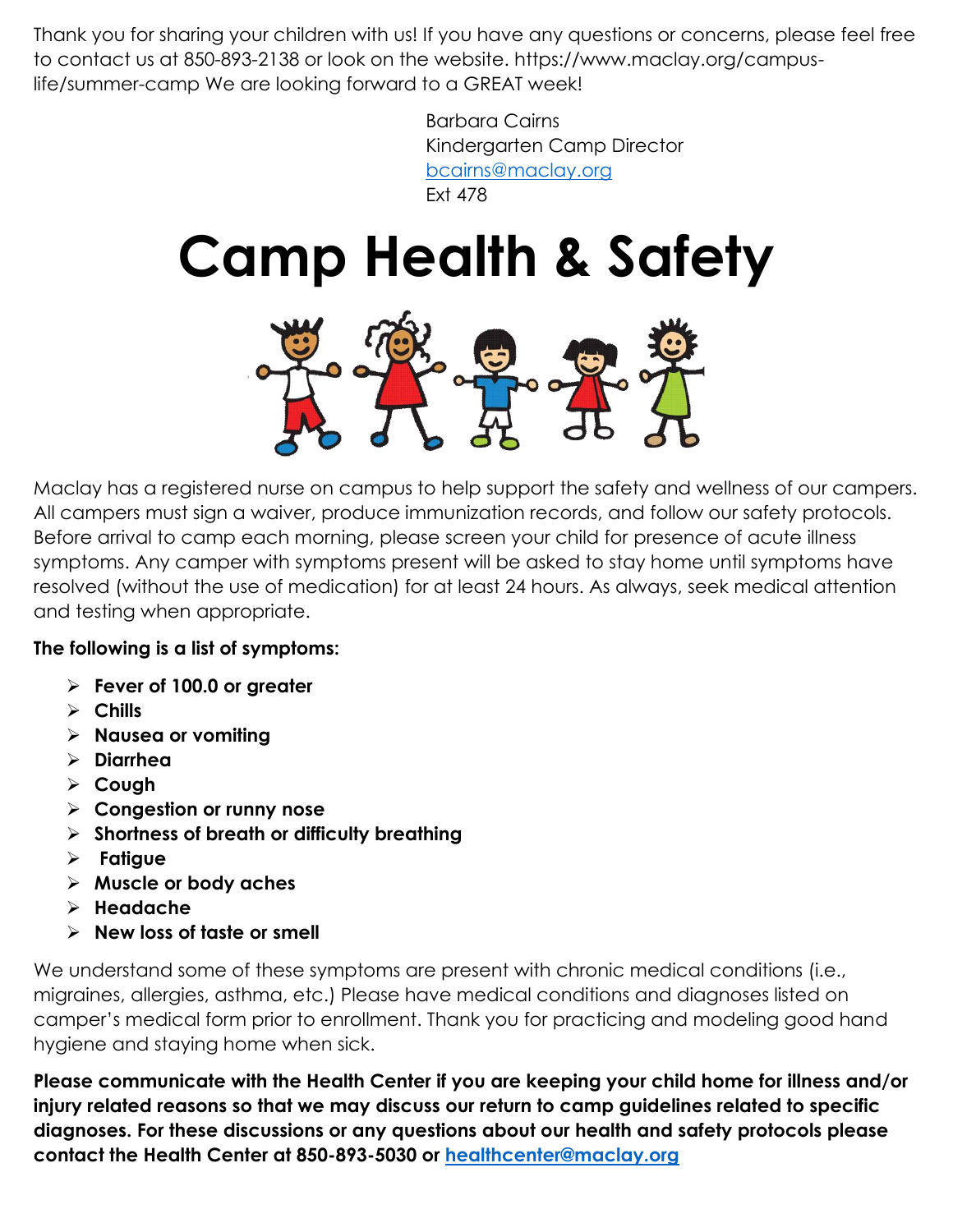Thank you for sharing your children with us! If you have any questions or concerns, please feel free to contact us at 850-893-2138 or look on the website. https://www.maclay.org/campus-life/summer-camp We are looking forward to a GREAT week!

Barbara Cairns
Kindergarten Camp Director
bcairns@maclay.org
Ext 478

# Camp Health & Safety

Maclay has a registered nurse on campus to help support the safety and wellness of our campers. All campers must sign a waiver, produce immunization records, and follow our safety protocols. Before arrival to camp each morning, please screen your child for presence of acute illness symptoms. Any camper with symptoms present will be asked to stay home until symptoms have resolved (without the use of medication) for at least 24 hours. As always, seek medical attention and testing when appropriate.

**The following is a list of symptoms:**

- **Fever of 100.0 or greater**
- **Chills**
- **Nausea or vomiting**
- **Diarrhea**
- **Cough**
- **Congestion or runny nose**
- **Shortness of breath or difficulty breathing**
- **Fatigue**
- **Muscle or body aches**
- **Headache**
- **New loss of taste or smell**

We understand some of these symptoms are present with chronic medical conditions (i.e., migraines, allergies, asthma, etc.) Please have medical conditions and diagnoses listed on camper's medical form prior to enrollment. Thank you for practicing and modeling good hand hygiene and staying home when sick.

**Please communicate with the Health Center if you are keeping your child home for illness and/or injury related reasons so that we may discuss our return to camp guidelines related to specific diagnoses. For these discussions or any questions about our health and safety protocols please contact the Health Center at 850-893-5030 or healthcenter@maclay.org**